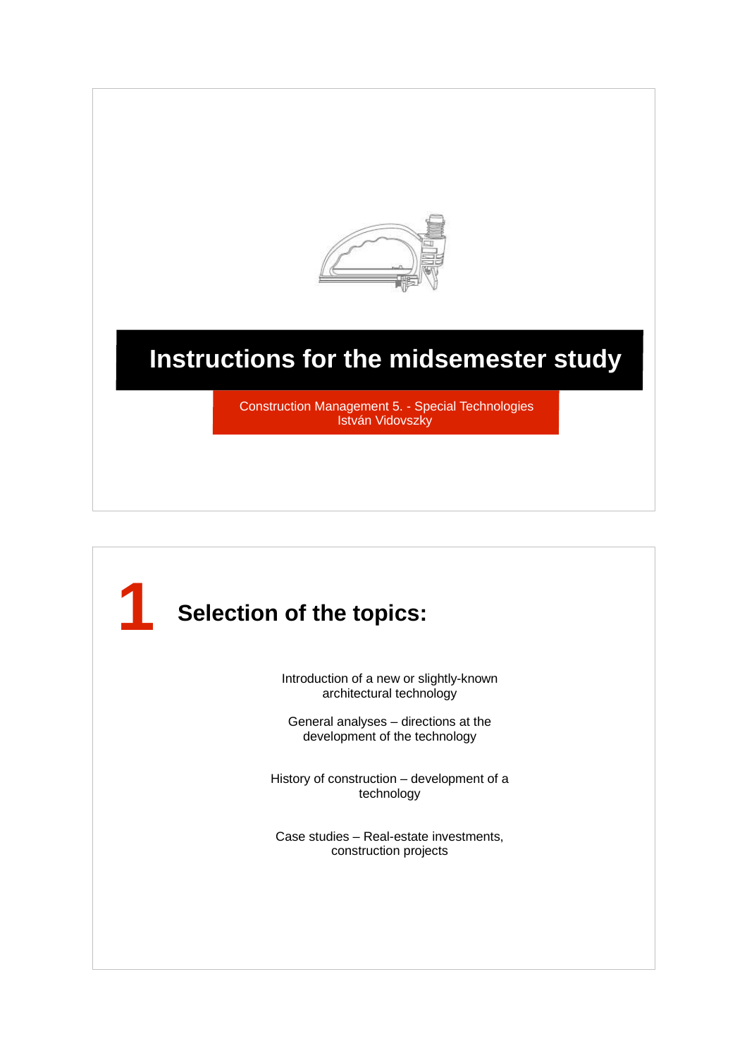# Instructions for the midsemester study

Construction Management 5. - Special Technologies
István Vidovszky

## 1 Selection of the topics:

Introduction of a new or slightly-known architectural technology

General analyses – directions at the development of the technology

History of construction – development of a technology

Case studies – Real-estate investments, construction projects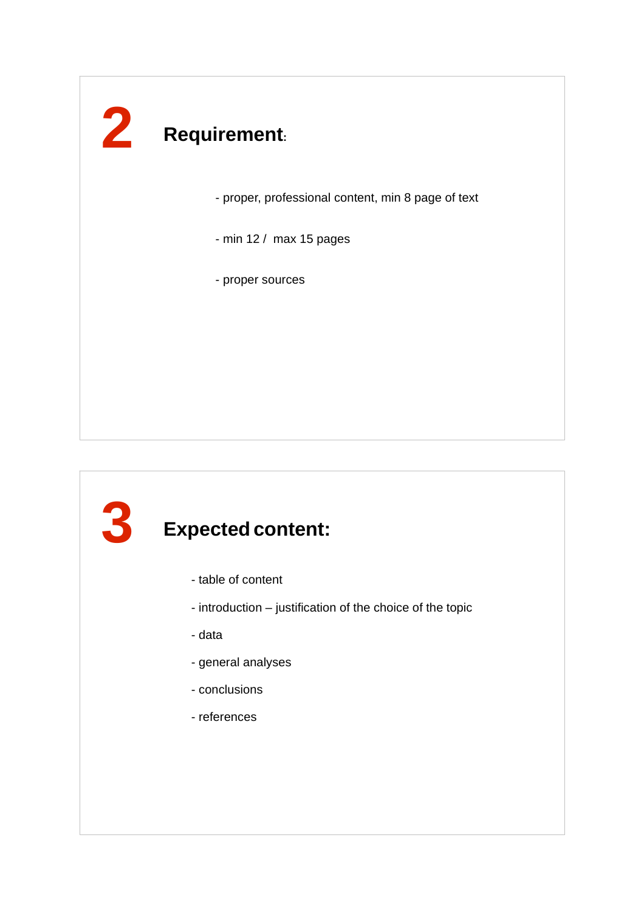## 2 Requirement:

- proper, professional content, min 8 page of text
- min 12 /  max 15 pages
- proper sources

## 3 Expected content:

- table of content
- introduction – justification of the choice of the topic
- data
- general analyses
- conclusions
- references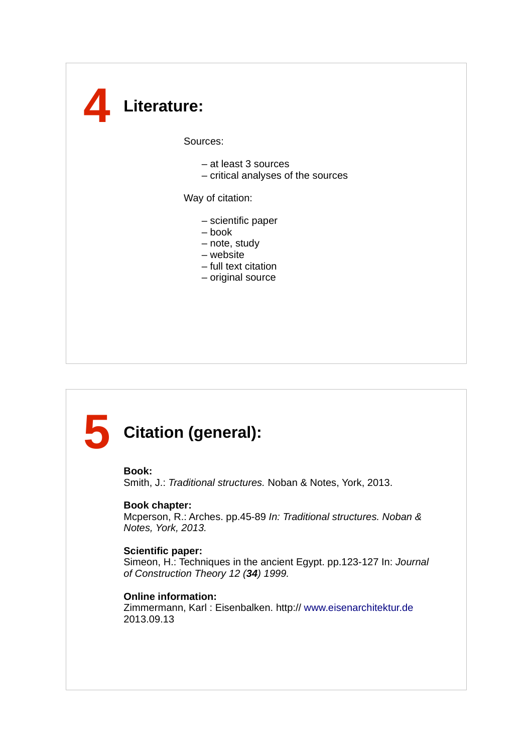# 4 Literature:

Sources:

- at least 3 sources
- critical analyses of the sources

Way of citation:

- scientific paper
- book
- note, study
- website
- full text citation
- original source

# 5 Citation (general):

**Book:**
Smith, J.: *Traditional structures.* Noban & Notes, York, 2013.

**Book chapter:**
Mcperson, R.: Arches. pp.45-89 *In: Traditional structures. Noban & Notes, York, 2013.*

**Scientific paper:**
Simeon, H.: Techniques in the ancient Egypt. pp.123-127 In: *Journal of Construction Theory 12 (**34**) 1999.*

**Online information:**
Zimmermann, Karl : Eisenbalken. http:// www.eisenarchitektur.de 2013.09.13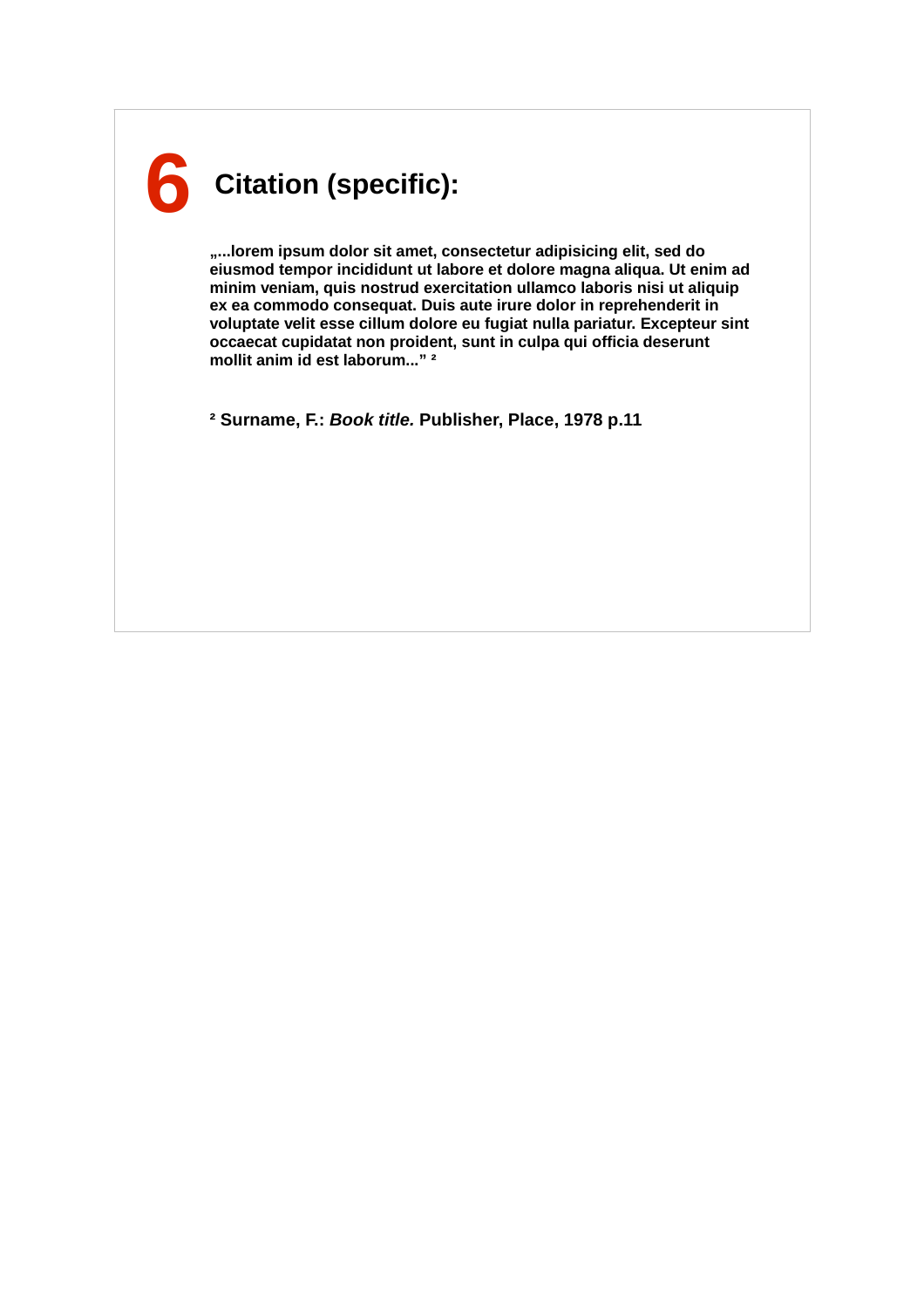# 6 Citation (specific):

**„...lorem ipsum dolor sit amet, consectetur adipisicing elit, sed do eiusmod tempor incididunt ut labore et dolore magna aliqua. Ut enim ad minim veniam, quis nostrud exercitation ullamco laboris nisi ut aliquip ex ea commodo consequat. Duis aute irure dolor in reprehenderit in voluptate velit esse cillum dolore eu fugiat nulla pariatur. Excepteur sint occaecat cupidatat non proident, sunt in culpa qui officia deserunt mollit anim id est laborum..."** [2]

[2] **Surname, F.: *Book title.* Publisher, Place, 1978 p.11**